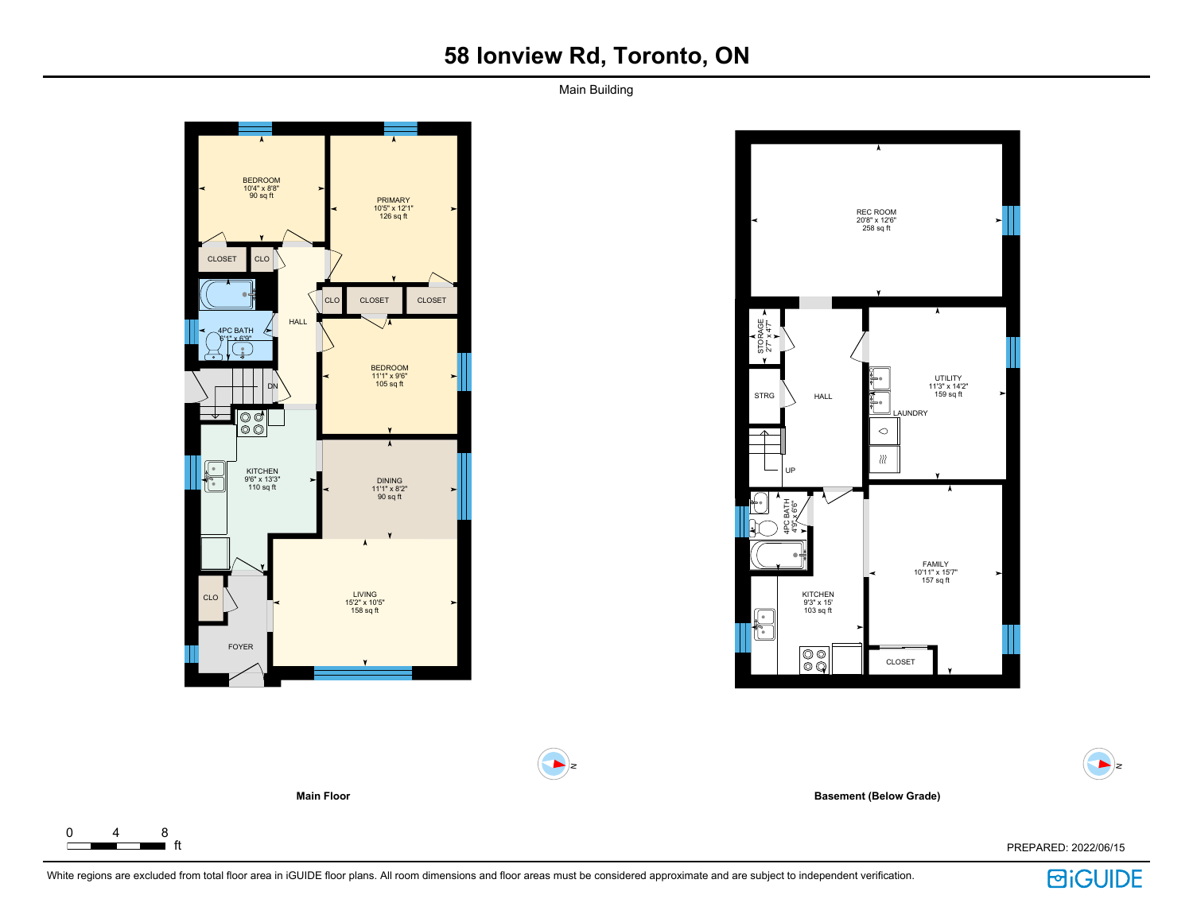# 58 Ionview Rd, Toronto, ON

Main Building

BEDROOM
10'4" x 8'8"
90 sq ft

PRIMARY
10'5" x 12'1"
126 sq ft

CLOSET

CLO

CLO

CLOSET

CLOSET

HALL

4PC BATH
6'1" x 6'9"

BEDROOM
11'1" x 9'6"
105 sq ft

DN

KITCHEN
9'6" x 13'3"
110 sq ft

DINING
11'1" x 8'2"
90 sq ft

CLO

LIVING
15'2" x 10'5"
158 sq ft

FOYER

**Main Floor**

REC ROOM
20'8" x 12'6"
258 sq ft

STORAGE
2'7" x 4'7"

STRG

HALL

UTILITY
11'3" x 14'2"
159 sq ft

LAUNDRY

UP

4PC BATH
4'9" x 6'6"

KITCHEN
9'3" x 15'
103 sq ft

FAMILY
10'11" x 15'7"
157 sq ft

CLOSET

**Basement (Below Grade)**

0 4 8 ft

PREPARED: 2022/06/15

White regions are excluded from total floor area in iGUIDE floor plans. All room dimensions and floor areas must be considered approximate and are subject to independent verification.

iGUIDE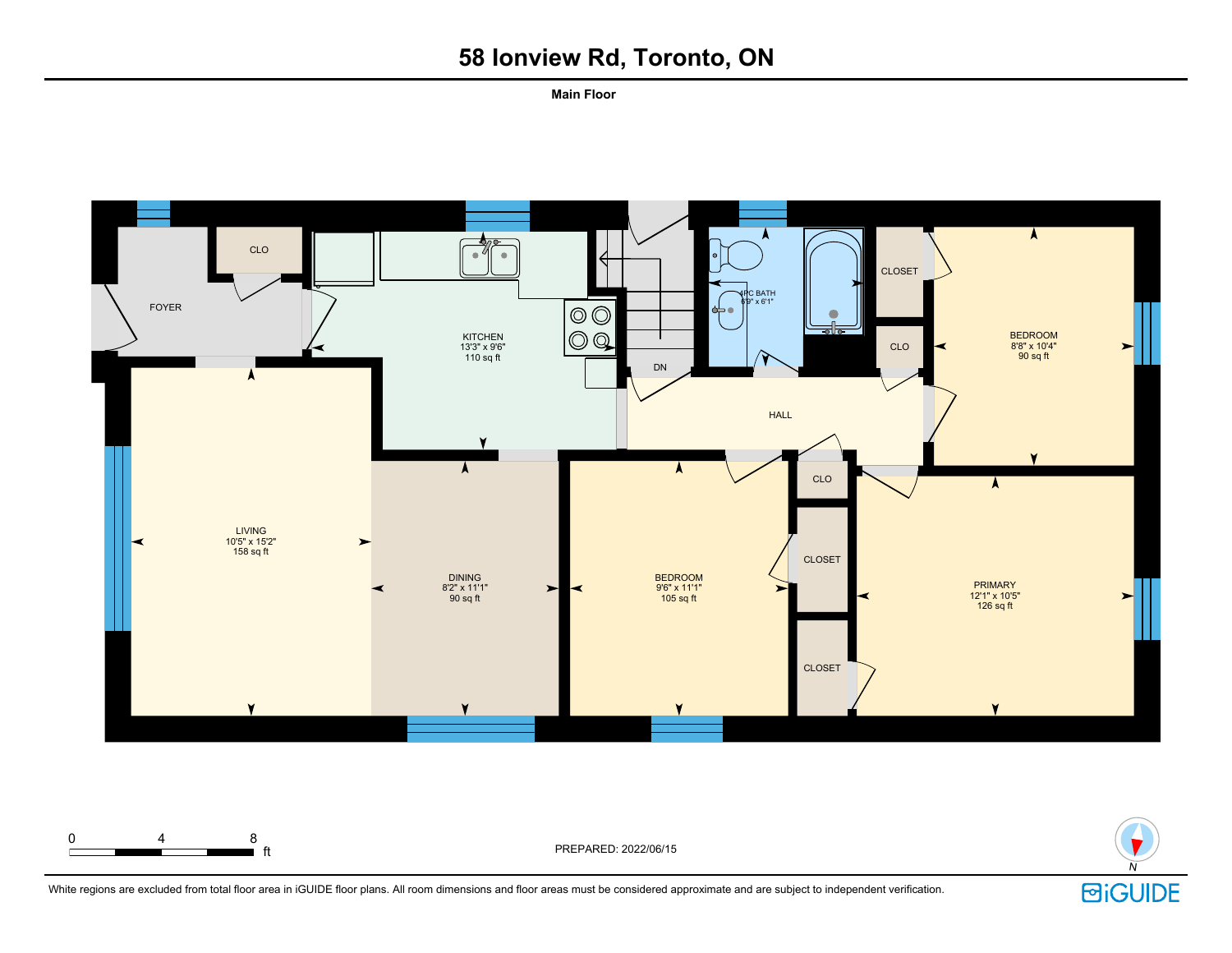# 58 Ionview Rd, Toronto, ON

**Main Floor**

FOYER

CLO

KITCHEN
13'3" x 9'6"
110 sq ft

DN

4PC BATH
6'9" x 6'1"

CLOSET

CLO

BEDROOM
8'8" x 10'4"
90 sq ft

HALL

LIVING
10'5" x 15'2"
158 sq ft

DINING
8'2" x 11'1"
90 sq ft

BEDROOM
9'6" x 11'1"
105 sq ft

CLO

CLOSET

CLOSET

PRIMARY
12'1" x 10'5"
126 sq ft

0 4 8 ft

PREPARED: 2022/06/15

N

White regions are excluded from total floor area in iGUIDE floor plans. All room dimensions and floor areas must be considered approximate and are subject to independent verification.

iGUIDE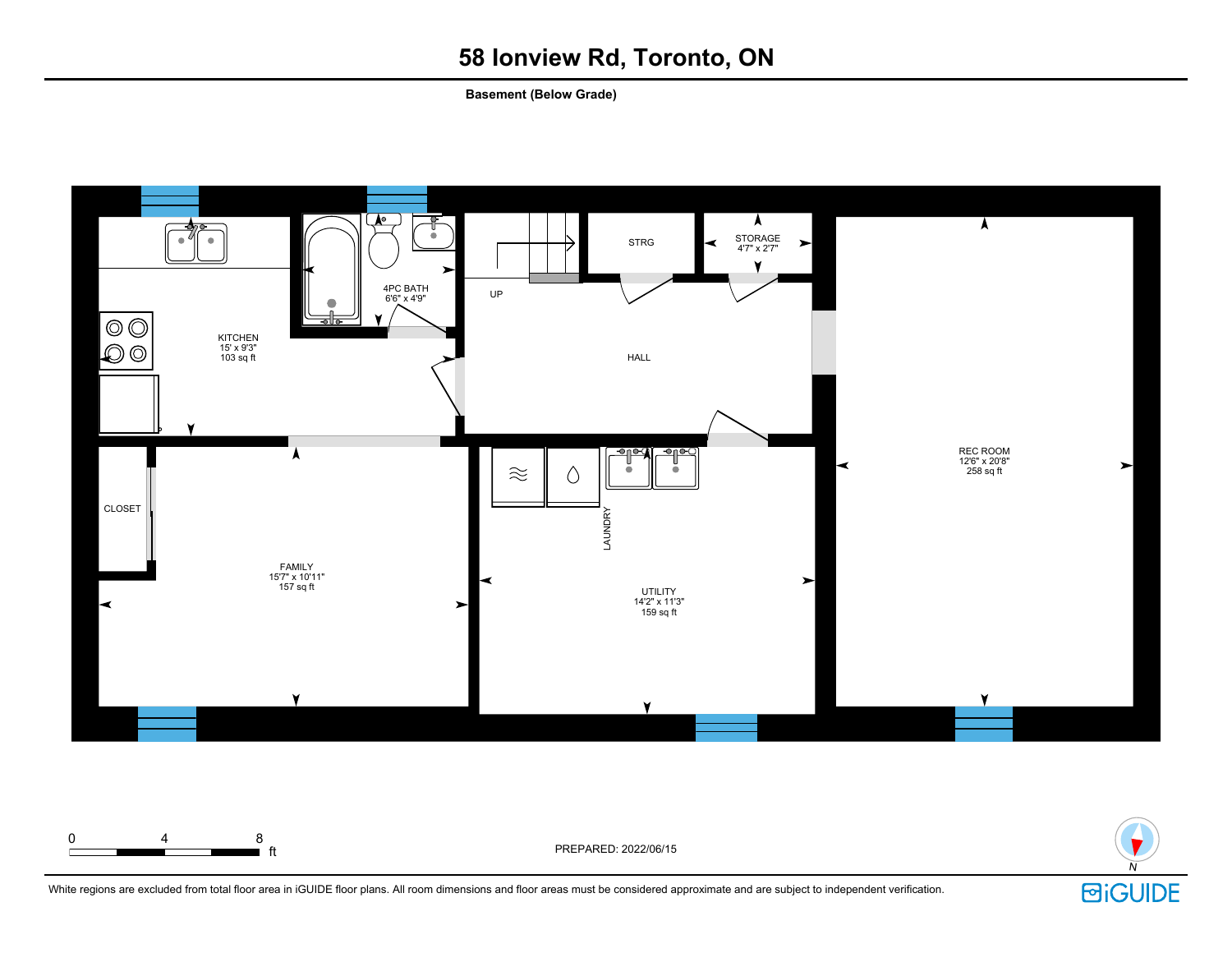# 58 Ionview Rd, Toronto, ON

**Basement (Below Grade)**

KITCHEN
15' x 9'3"
103 sq ft

4PC BATH
6'6" x 4'9"

UP

STRG

STORAGE
4'7" x 2'7"

HALL

REC ROOM
12'6" x 20'8"
258 sq ft

CLOSET

FAMILY
15'7" x 10'11"
157 sq ft

LAUNDRY

UTILITY
14'2" x 11'3"
159 sq ft

0 4 8 ft

PREPARED: 2022/06/15

N

White regions are excluded from total floor area in iGUIDE floor plans. All room dimensions and floor areas must be considered approximate and are subject to independent verification.

iGUIDE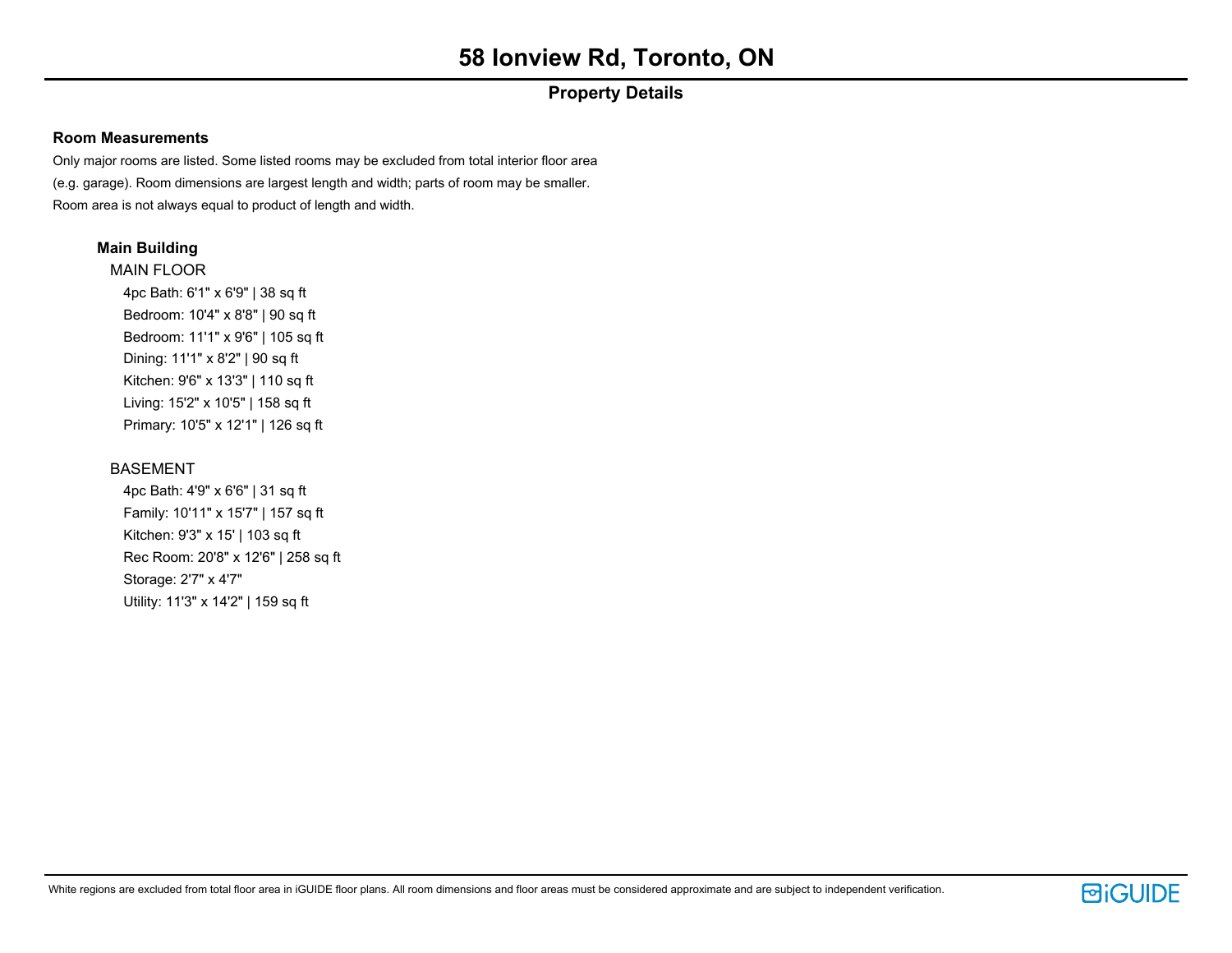# 58 Ionview Rd, Toronto, ON

## Property Details

### Room Measurements

Only major rooms are listed. Some listed rooms may be excluded from total interior floor area (e.g. garage). Room dimensions are largest length and width; parts of room may be smaller. Room area is not always equal to product of length and width.

#### Main Building

MAIN FLOOR

- 4pc Bath: 6'1" x 6'9" | 38 sq ft
- Bedroom: 10'4" x 8'8" | 90 sq ft
- Bedroom: 11'1" x 9'6" | 105 sq ft
- Dining: 11'1" x 8'2" | 90 sq ft
- Kitchen: 9'6" x 13'3" | 110 sq ft
- Living: 15'2" x 10'5" | 158 sq ft
- Primary: 10'5" x 12'1" | 126 sq ft

BASEMENT

- 4pc Bath: 4'9" x 6'6" | 31 sq ft
- Family: 10'11" x 15'7" | 157 sq ft
- Kitchen: 9'3" x 15' | 103 sq ft
- Rec Room: 20'8" x 12'6" | 258 sq ft
- Storage: 2'7" x 4'7"
- Utility: 11'3" x 14'2" | 159 sq ft

White regions are excluded from total floor area in iGUIDE floor plans. All room dimensions and floor areas must be considered approximate and are subject to independent verification.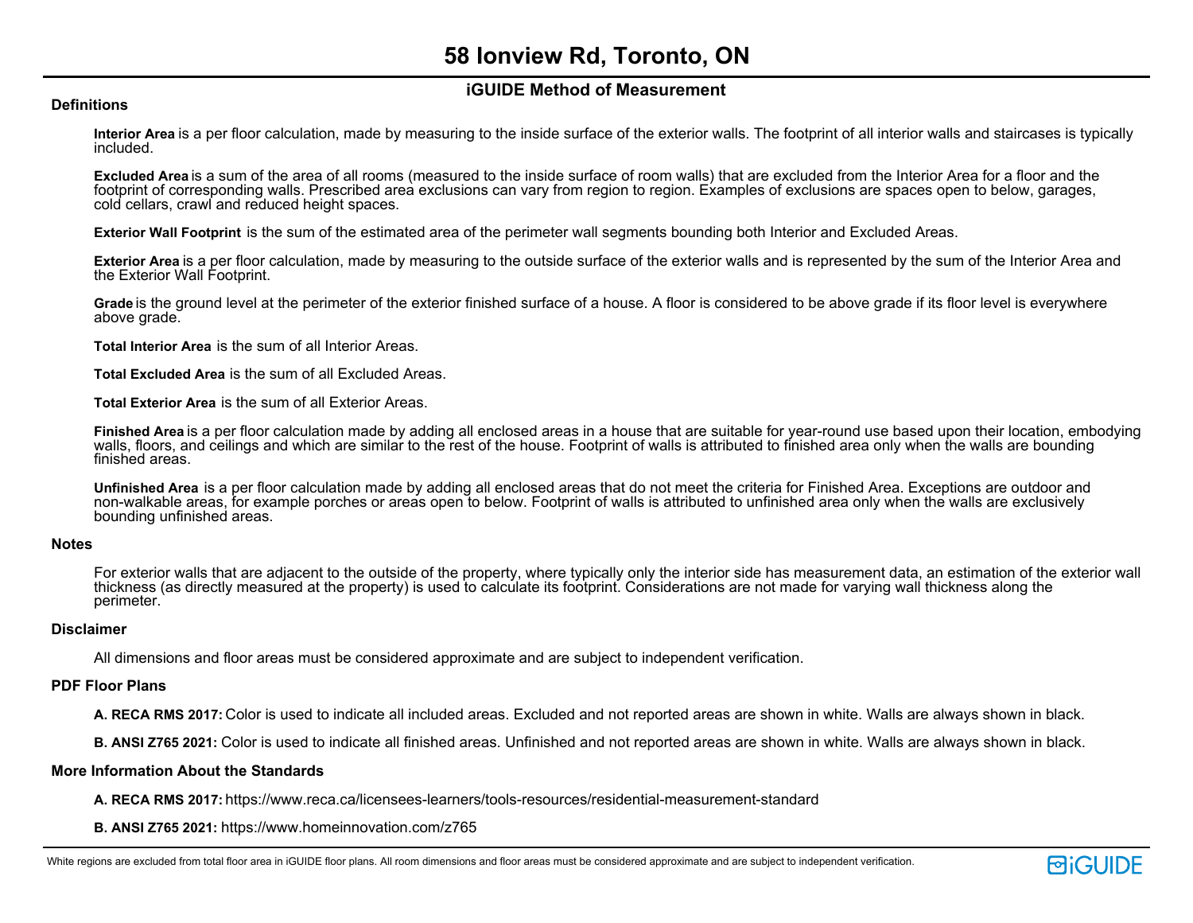# 58 Ionview Rd, Toronto, ON

## iGUIDE Method of Measurement

### Definitions

**Interior Area** is a per floor calculation, made by measuring to the inside surface of the exterior walls. The footprint of all interior walls and staircases is typically included.

**Excluded Area** is a sum of the area of all rooms (measured to the inside surface of room walls) that are excluded from the Interior Area for a floor and the footprint of corresponding walls. Prescribed area exclusions can vary from region to region. Examples of exclusions are spaces open to below, garages, cold cellars, crawl and reduced height spaces.

**Exterior Wall Footprint** is the sum of the estimated area of the perimeter wall segments bounding both Interior and Excluded Areas.

**Exterior Area** is a per floor calculation, made by measuring to the outside surface of the exterior walls and is represented by the sum of the Interior Area and the Exterior Wall Footprint.

**Grade** is the ground level at the perimeter of the exterior finished surface of a house. A floor is considered to be above grade if its floor level is everywhere above grade.

**Total Interior Area** is the sum of all Interior Areas.

**Total Excluded Area** is the sum of all Excluded Areas.

**Total Exterior Area** is the sum of all Exterior Areas.

**Finished Area** is a per floor calculation made by adding all enclosed areas in a house that are suitable for year-round use based upon their location, embodying walls, floors, and ceilings and which are similar to the rest of the house. Footprint of walls is attributed to finished area only when the walls are bounding finished areas.

**Unfinished Area** is a per floor calculation made by adding all enclosed areas that do not meet the criteria for Finished Area. Exceptions are outdoor and non-walkable areas, for example porches or areas open to below. Footprint of walls is attributed to unfinished area only when the walls are exclusively bounding unfinished areas.

### Notes

For exterior walls that are adjacent to the outside of the property, where typically only the interior side has measurement data, an estimation of the exterior wall thickness (as directly measured at the property) is used to calculate its footprint. Considerations are not made for varying wall thickness along the perimeter.

### Disclaimer

All dimensions and floor areas must be considered approximate and are subject to independent verification.

### PDF Floor Plans

**A. RECA RMS 2017:** Color is used to indicate all included areas. Excluded and not reported areas are shown in white. Walls are always shown in black.

**B. ANSI Z765 2021:** Color is used to indicate all finished areas. Unfinished and not reported areas are shown in white. Walls are always shown in black.

### More Information About the Standards

**A. RECA RMS 2017:** https://www.reca.ca/licensees-learners/tools-resources/residential-measurement-standard

**B. ANSI Z765 2021:** https://www.homeinnovation.com/z765

White regions are excluded from total floor area in iGUIDE floor plans. All room dimensions and floor areas must be considered approximate and are subject to independent verification.